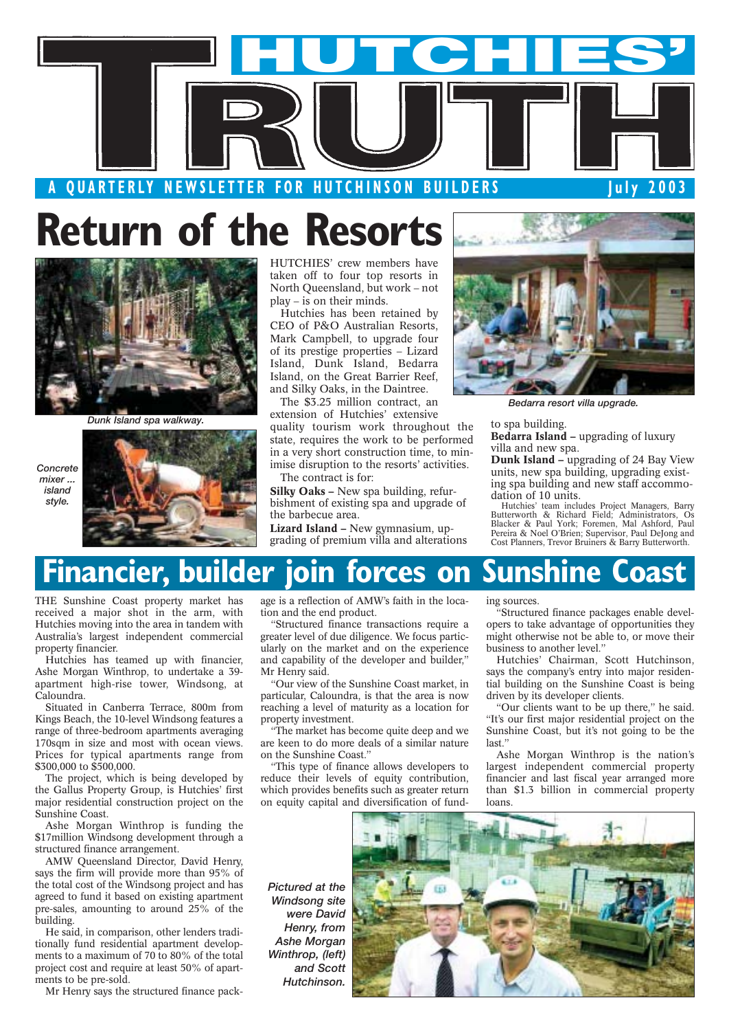# HUTCHIES' TRUTH

A QUARTERLY NEWSLETTER FOR HUTCHINSON BUILDERS — July 2003

# Return of the Resorts

*Dunk Island spa walkway.*

*Concrete mixer ... island style.*

HUTCHIES' crew members have taken off to four top resorts in North Queensland, but work – not play – is on their minds.

Hutchies has been retained by CEO of P&O Australian Resorts, Mark Campbell, to upgrade four of its prestige properties – Lizard Island, Dunk Island, Bedarra Island, on the Great Barrier Reef, and Silky Oaks, in the Daintree.

The $3.25 million contract, an extension of Hutchies' extensive quality tourism work throughout the state, requires the work to be performed in a very short construction time, to minimise disruption to the resorts' activities.

The contract is for:

**Silky Oaks –** New spa building, refurbishment of existing spa and upgrade of the barbecue area.

**Lizard Island –** New gymnasium, upgrading of premium villa and alterations to spa building.

**Bedarra Island –** upgrading of luxury villa and new spa.

**Dunk Island –** upgrading of 24 Bay View units, new spa building, upgrading existing spa building and new staff accommodation of 10 units.

*Bedarra resort villa upgrade.*

Hutchies' team includes Project Managers, Barry Butterworth & Richard Field; Administrators, Os Blacker & Paul York; Foremen, Mal Ashford, Paul Pereira & Noel O'Brien; Supervisor, Paul DeJong and Cost Planners, Trevor Bruiners & Barry Butterworth.

# Financier, builder join forces on Sunshine Coast

THE Sunshine Coast property market has received a major shot in the arm, with Hutchies moving into the area in tandem with Australia's largest independent commercial property financier.

Hutchies has teamed up with financier, Ashe Morgan Winthrop, to undertake a 39-apartment high-rise tower, Windsong, at Caloundra.

Situated in Canberra Terrace, 800m from Kings Beach, the 10-level Windsong features a range of three-bedroom apartments averaging 170sqm in size and most with ocean views. Prices for typical apartments range from $300,000 to $500,000.

The project, which is being developed by the Gallus Property Group, is Hutchies' first major residential construction project on the Sunshine Coast.

Ashe Morgan Winthrop is funding the $17million Windsong development through a structured finance arrangement.

AMW Queensland Director, David Henry, says the firm will provide more than 95% of the total cost of the Windsong project and has agreed to fund it based on existing apartment pre-sales, amounting to around 25% of the building.

He said, in comparison, other lenders traditionally fund residential apartment developments to a maximum of 70 to 80% of the total project cost and require at least 50% of apartments to be pre-sold.

Mr Henry says the structured finance package is a reflection of AMW's faith in the location and the end product.

"Structured finance transactions require a greater level of due diligence. We focus particularly on the market and on the experience and capability of the developer and builder," Mr Henry said.

"Our view of the Sunshine Coast market, in particular, Caloundra, is that the area is now reaching a level of maturity as a location for property investment.

"The market has become quite deep and we are keen to do more deals of a similar nature on the Sunshine Coast."

"This type of finance allows developers to reduce their levels of equity contribution, which provides benefits such as greater return on equity capital and diversification of funding sources.

"Structured finance packages enable developers to take advantage of opportunities they might otherwise not be able to, or move their business to another level."

Hutchies' Chairman, Scott Hutchinson, says the company's entry into major residential building on the Sunshine Coast is being driven by its developer clients.

"Our clients want to be up there," he said. "It's our first major residential project on the Sunshine Coast, but it's not going to be the last."

Ashe Morgan Winthrop is the nation's largest independent commercial property financier and last fiscal year arranged more than $1.3 billion in commercial property loans.

*Pictured at the Windsong site were David Henry, from Ashe Morgan Winthrop, (left) and Scott Hutchinson.*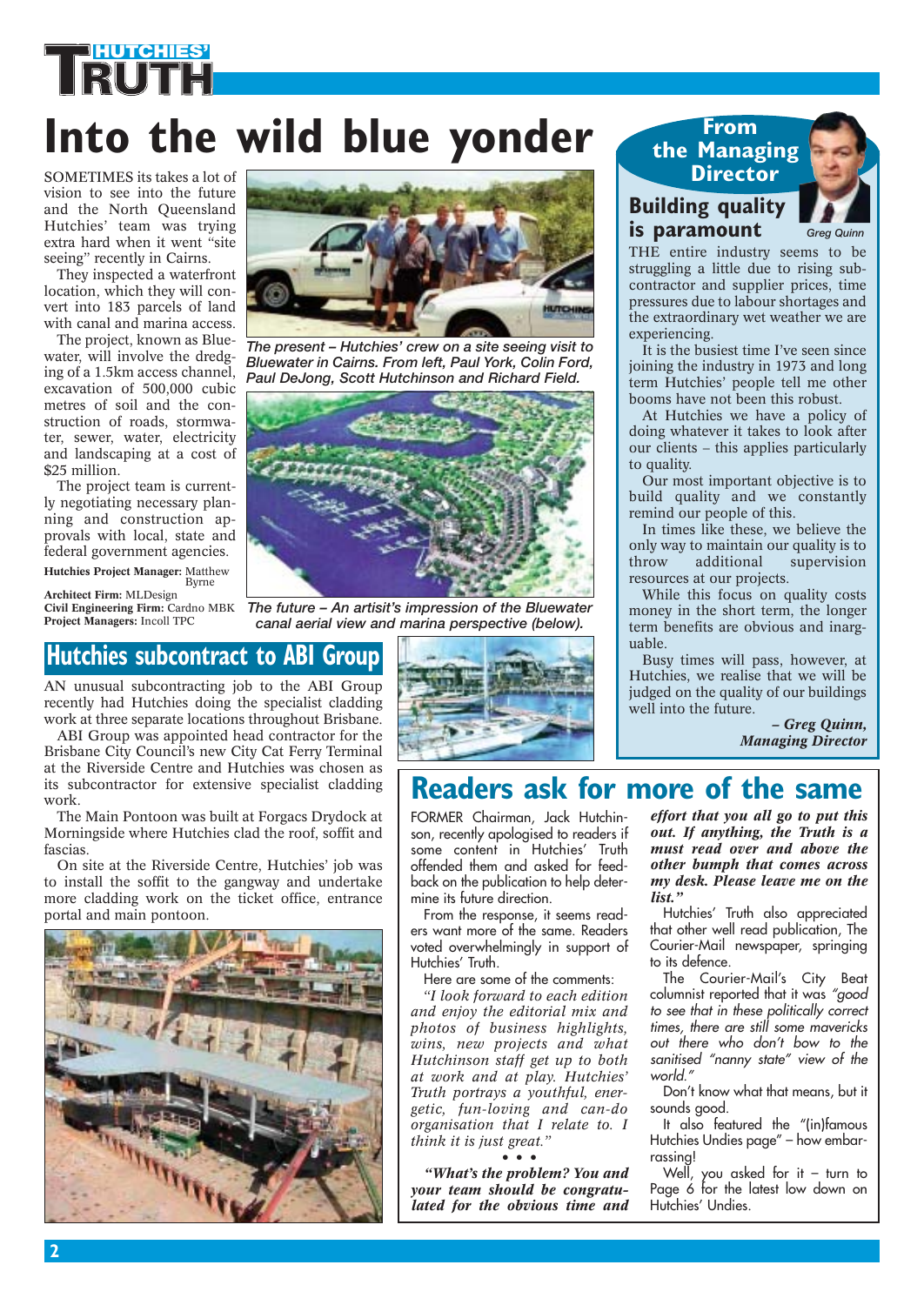# Into the wild blue yonder

SOMETIMES its takes a lot of vision to see into the future and the North Queensland Hutchies' team was trying extra hard when it went "site seeing" recently in Cairns.

They inspected a waterfront location, which they will convert into 183 parcels of land with canal and marina access.

The project, known as Bluewater, will involve the dredging of a 1.5km access channel, excavation of 500,000 cubic metres of soil and the construction of roads, stormwater, sewer, water, electricity and landscaping at a cost of $25 million.

The project team is currently negotiating necessary planning and construction approvals with local, state and federal government agencies.

**Hutchies Project Manager:** Matthew Byrne
**Architect Firm:** MLDesign
**Civil Engineering Firm:** Cardno MBK
**Project Managers:** Incoll TPC

*The present – Hutchies' crew on a site seeing visit to Bluewater in Cairns. From left, Paul York, Colin Ford, Paul DeJong, Scott Hutchinson and Richard Field.*

*The future – An artist's impression of the Bluewater canal aerial view and marina perspective (below).*

## From the Managing Director

### Building quality is paramount

Greg Quinn

THE entire industry seems to be struggling a little due to rising subcontractor and supplier prices, time pressures due to labour shortages and the extraordinary wet weather we are experiencing.

It is the busiest time I've seen since joining the industry in 1973 and long term Hutchies' people tell me other booms have not been this robust.

At Hutchies we have a policy of doing whatever it takes to look after our clients – this applies particularly to quality.

Our most important objective is to build quality and we constantly remind our people of this.

In times like these, we believe the only way to maintain our quality is to throw additional supervision resources at our projects.

While this focus on quality costs money in the short term, the longer term benefits are obvious and inarguable.

Busy times will pass, however, at Hutchies, we realise that we will be judged on the quality of our buildings well into the future.

***– Greg Quinn, Managing Director***

## Hutchies subcontract to ABI Group

AN unusual subcontracting job to the ABI Group recently had Hutchies doing the specialist cladding work at three separate locations throughout Brisbane.

ABI Group was appointed head contractor for the Brisbane City Council's new City Cat Ferry Terminal at the Riverside Centre and Hutchies was chosen as its subcontractor for extensive specialist cladding work.

The Main Pontoon was built at Forgacs Drydock at Morningside where Hutchies clad the roof, soffit and fascias.

On site at the Riverside Centre, Hutchies' job was to install the soffit to the gangway and undertake more cladding work on the ticket office, entrance portal and main pontoon.

## Readers ask for more of the same

FORMER Chairman, Jack Hutchinson, recently apologised to readers if some content in Hutchies' Truth offended them and asked for feedback on the publication to help determine its future direction.

From the response, it seems readers want more of the same. Readers voted overwhelmingly in support of Hutchies' Truth.

Here are some of the comments:

*"I look forward to each edition and enjoy the editorial mix and photos of business highlights, wins, new projects and what Hutchinson staff get up to both at work and at play. Hutchies' Truth portrays a youthful, energetic, fun-loving and can-do organisation that I relate to. I think it is just great."*

• • •

***"What's the problem? You and your team should be congratulated for the obvious time and effort that you all go to put this out. If anything, the Truth is a must read over and above the other bumph that comes across my desk. Please leave me on the list."***

Hutchies' Truth also appreciated that other well read publication, The Courier-Mail newspaper, springing to its defence.

The Courier-Mail's City Beat columnist reported that it was *"good to see that in these politically correct times, there are still some mavericks out there who don't bow to the sanitised "nanny state" view of the world."*

Don't know what that means, but it sounds good.

It also featured the "(in)famous Hutchies Undies page" – how embarrassing!

Well, you asked for it – turn to Page 6 for the latest low down on Hutchies' Undies.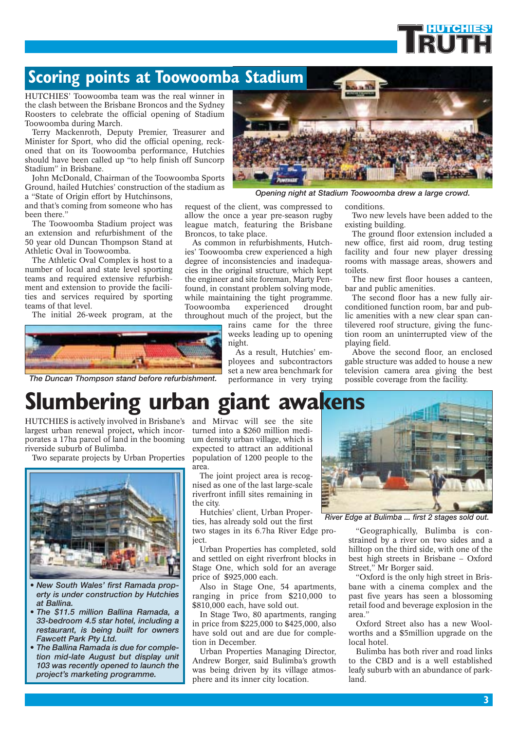## Scoring points at Toowoomba Stadium

HUTCHIES' Toowoomba team was the real winner in the clash between the Brisbane Broncos and the Sydney Roosters to celebrate the official opening of Stadium Toowoomba during March.

Terry Mackenroth, Deputy Premier, Treasurer and Minister for Sport, who did the official opening, reckoned that on its Toowoomba performance, Hutchies should have been called up "to help finish off Suncorp Stadium" in Brisbane.

John McDonald, Chairman of the Toowoomba Sports Ground, hailed Hutchies' construction of the stadium as a "State of Origin effort by Hutchinsons, and that's coming from someone who has been there."

The Toowoomba Stadium project was an extension and refurbishment of the 50 year old Duncan Thompson Stand at Athletic Oval in Toowoomba.

The Athletic Oval Complex is host to a number of local and state level sporting teams and required extensive refurbishment and extension to provide the facilities and services required by sporting teams of that level.

The initial 26-week program, at the request of the client, was compressed to allow the once a year pre-season rugby league match, featuring the Brisbane Broncos, to take place.

As common in refurbishments, Hutchies' Toowoomba crew experienced a high degree of inconsistencies and inadequacies in the original structure, which kept the engineer and site foreman, Marty Penfound, in constant problem solving mode, while maintaining the tight programme. Toowoomba experienced drought throughout much of the project, but the rains came for the three weeks leading up to opening night.

As a result, Hutchies' employees and subcontractors set a new area benchmark for performance in very trying conditions.

Two new levels have been added to the existing building.

The ground floor extension included a new office, first aid room, drug testing facility and four new player dressing rooms with massage areas, showers and toilets.

The new first floor houses a canteen, bar and public amenities.

The second floor has a new fully air-conditioned function room, bar and public amenities with a new clear span cantilevered roof structure, giving the function room an uninterrupted view of the playing field.

Above the second floor, an enclosed gable structure was added to house a new television camera area giving the best possible coverage from the facility.

*Opening night at Stadium Toowoomba drew a large crowd.*

*The Duncan Thompson stand before refurbishment.*

# Slumbering urban giant awakens

HUTCHIES is actively involved in Brisbane's largest urban renewal project, which incorporates a 17ha parcel of land in the booming riverside suburb of Bulimba.

Two separate projects by Urban Properties and Mirvac will see the site turned into a $260 million medium density urban village, which is expected to attract an additional population of 1200 people to the area.

The joint project area is recognised as one of the last large-scale riverfront infill sites remaining in the city.

Hutchies' client, Urban Properties, has already sold out the first two stages in its 6.7ha River Edge project.

Urban Properties has completed, sold and settled on eight riverfront blocks in Stage One, which sold for an average price of $925,000 each.

Also in Stage One, 54 apartments, ranging in price from $210,000 to $810,000 each, have sold out.

In Stage Two, 80 apartments, ranging in price from $225,000 to $425,000, also have sold out and are due for completion in December.

Urban Properties Managing Director, Andrew Borger, said Bulimba's growth was being driven by its village atmosphere and its inner city location.

"Geographically, Bulimba is constrained by a river on two sides and a hilltop on the third side, with one of the best high streets in Brisbane – Oxford Street," Mr Borger said.

"Oxford is the only high street in Brisbane with a cinema complex and the past five years has seen a blossoming retail food and beverage explosion in the area."

Oxford Street also has a new Woolworths and a $5million upgrade on the local hotel.

Bulimba has both river and road links to the CBD and is a well established leafy suburb with an abundance of parkland.

*River Edge at Bulimba ... first 2 stages sold out.*

- *New South Wales' first Ramada property is under construction by Hutchies at Ballina.*
- *The $11.5 million Ballina Ramada, a 33-bedroom 4.5 star hotel, including a restaurant, is being built for owners Fawcett Park Pty Ltd.*
- *The Ballina Ramada is due for completion mid-late August but display unit 103 was recently opened to launch the project's marketing programme.*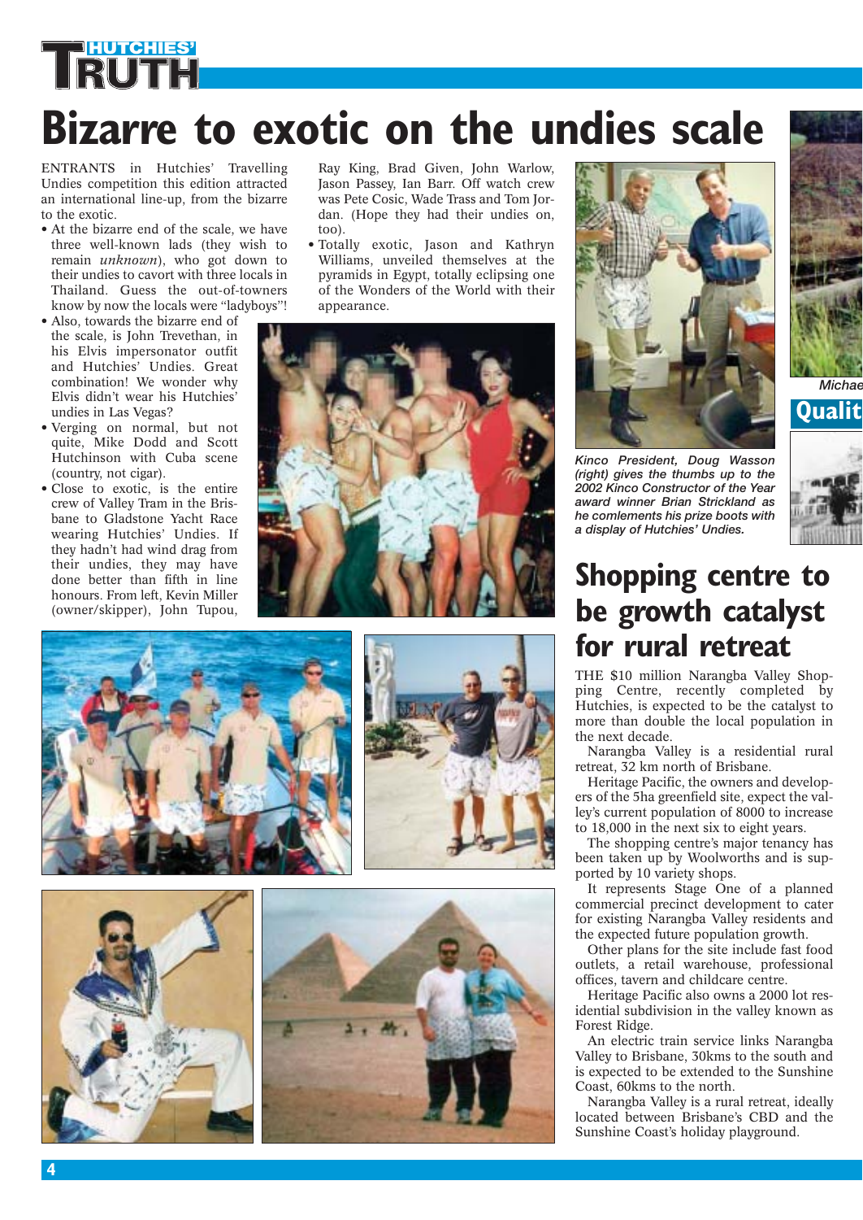# Bizarre to exotic on the undies scale

ENTRANTS in Hutchies' Travelling Undies competition this edition attracted an international line-up, from the bizarre to the exotic.

- At the bizarre end of the scale, we have three well-known lads (they wish to remain *unknown*), who got down to their undies to cavort with three locals in Thailand. Guess the out-of-towners know by now the locals were "ladyboys"!
- Also, towards the bizarre end of the scale, is John Trevethan, in his Elvis impersonator outfit and Hutchies' Undies. Great combination! We wonder why Elvis didn't wear his Hutchies' undies in Las Vegas?
- Verging on normal, but not quite, Mike Dodd and Scott Hutchinson with Cuba scene (country, not cigar).
- Close to exotic, is the entire crew of Valley Tram in the Brisbane to Gladstone Yacht Race wearing Hutchies' Undies. If they hadn't had wind drag from their undies, they may have done better than fifth in line honours. From left, Kevin Miller (owner/skipper), John Tupou, Ray King, Brad Given, John Warlow, Jason Passey, Ian Barr. Off watch crew was Pete Cosic, Wade Trass and Tom Jordan. (Hope they had their undies on, too).
- Totally exotic, Jason and Kathryn Williams, unveiled themselves at the pyramids in Egypt, totally eclipsing one of the Wonders of the World with their appearance.

*Kinco President, Doug Wasson (right) gives the thumbs up to the 2002 Kinco Constructor of the Year award winner Brian Strickland as he comlements his prize boots with a display of Hutchies' Undies.*

## Shopping centre to be growth catalyst for rural retreat

THE $10 million Narangba Valley Shopping Centre, recently completed by Hutchies, is expected to be the catalyst to more than double the local population in the next decade.

Narangba Valley is a residential rural retreat, 32 km north of Brisbane.

Heritage Pacific, the owners and developers of the 5ha greenfield site, expect the valley's current population of 8000 to increase to 18,000 in the next six to eight years.

The shopping centre's major tenancy has been taken up by Woolworths and is supported by 10 variety shops.

It represents Stage One of a planned commercial precinct development to cater for existing Narangba Valley residents and the expected future population growth.

Other plans for the site include fast food outlets, a retail warehouse, professional offices, tavern and childcare centre.

Heritage Pacific also owns a 2000 lot residential subdivision in the valley known as Forest Ridge.

An electric train service links Narangba Valley to Brisbane, 30kms to the south and is expected to be extended to the Sunshine Coast, 60kms to the north.

Narangba Valley is a rural retreat, ideally located between Brisbane's CBD and the Sunshine Coast's holiday playground.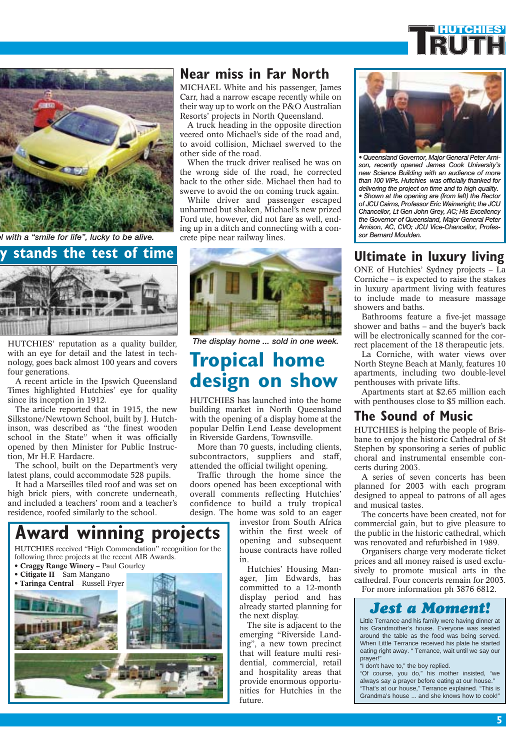...l with a "smile for life", lucky to be alive.

## Near miss in Far North

MICHAEL White and his passenger, James Carr, had a narrow escape recently while on their way up to work on the P&O Australian Resorts' projects in North Queensland.

A truck heading in the opposite direction veered onto Michael's side of the road and, to avoid collision, Michael swerved to the other side of the road.

When the truck driver realised he was on the wrong side of the road, he corrected back to the other side. Michael then had to swerve to avoid the on coming truck again.

While driver and passenger escaped unharmed but shaken, Michael's new prized Ford ute, however, did not fare as well, ending up in a ditch and connecting with a concrete pipe near railway lines.

*• Queensland Governor, Major General Peter Arnison, recently opened James Cook University's new Science Building with an audience of more than 100 VIPs. Hutchies was officially thanked for delivering the project on time and to high quality.*

*• Shown at the opening are (from left) the Rector of JCU Cairns, Professor Eric Wainwright; the JCU Chancellor, Lt Gen John Grey, AC; His Excellency the Governor of Queensland, Major General Peter Arnison, AC, CVO; JCU Vice-Chancellor, Professor Bernard Moulden.*

## ...y stands the test of time

HUTCHIES' reputation as a quality builder, with an eye for detail and the latest in technology, goes back almost 100 years and covers four generations.

A recent article in the Ipswich Queensland Times highlighted Hutchies' eye for quality since its inception in 1912.

The article reported that in 1915, the new Silkstone/Newtown School, built by J. Hutchinson, was described as "the finest wooden school in the State" when it was officially opened by then Minister for Public Instruction, Mr H.F. Hardacre.

The school, built on the Department's very latest plans, could accommodate 528 pupils.

It had a Marseilles tiled roof and was set on high brick piers, with concrete underneath, and included a teachers' room and a teacher's residence, roofed similarly to the school.

*The display home ... sold in one week.*

## Tropical home design on show

HUTCHIES has launched into the home building market in North Queensland with the opening of a display home at the popular Delfin Lend Lease development in Riverside Gardens, Townsville.

More than 70 guests, including clients, subcontractors, suppliers and staff, attended the official twilight opening.

Traffic through the home since the doors opened has been exceptional with overall comments reflecting Hutchies' confidence to build a truly tropical design. The home was sold to an eager investor from South Africa within the first week of opening and subsequent house contracts have rolled in.

Hutchies' Housing Manager, Jim Edwards, has committed to a 12-month display period and has already started planning for the next display.

The site is adjacent to the emerging "Riverside Landing", a new town precinct that will feature multi residential, commercial, retail and hospitality areas that provide enormous opportunities for Hutchies in the future.

## Award winning projects

HUTCHIES received "High Commendation" recognition for the following three projects at the recent AIB Awards.

- **Craggy Range Winery** – Paul Gourley
- **Citigate II** – Sam Mangano
- **Taringa Central** – Russell Fryer

## Ultimate in luxury living

ONE of Hutchies' Sydney projects – La Corniche – is expected to raise the stakes in luxury apartment living with features to include made to measure massage showers and baths.

Bathrooms feature a five-jet massage shower and baths – and the buyer's back will be electronically scanned for the correct placement of the 18 therapeutic jets.

La Corniche, with water views over North Steyne Beach at Manly, features 10 apartments, including two double-level penthouses with private lifts.

Apartments start at $2.65 million each with penthouses close to $5 million each.

## The Sound of Music

HUTCHIES is helping the people of Brisbane to enjoy the historic Cathedral of St Stephen by sponsoring a series of public choral and instrumental ensemble concerts during 2003.

A series of seven concerts has been planned for 2003 with each program designed to appeal to patrons of all ages and musical tastes.

The concerts have been created, not for commercial gain, but to give pleasure to the public in the historic cathedral, which was renovated and refurbished in 1989.

Organisers charge very moderate ticket prices and all money raised is used exclusively to promote musical arts in the cathedral. Four concerts remain for 2003. For more information ph 3876 6812.

## Jest a Moment!

Little Terrance and his family were having dinner at his Grandmother's house. Everyone was seated around the table as the food was being served. When Little Terrance received his plate he started eating right away. " Terrance, wait until we say our prayer!"

"I don't have to," the boy replied.

"Of course, you do," his mother insisted, "we always say a prayer before eating at our house."

"That's at our house," Terrance explained. "This is Grandma's house ... and she knows how to cook!"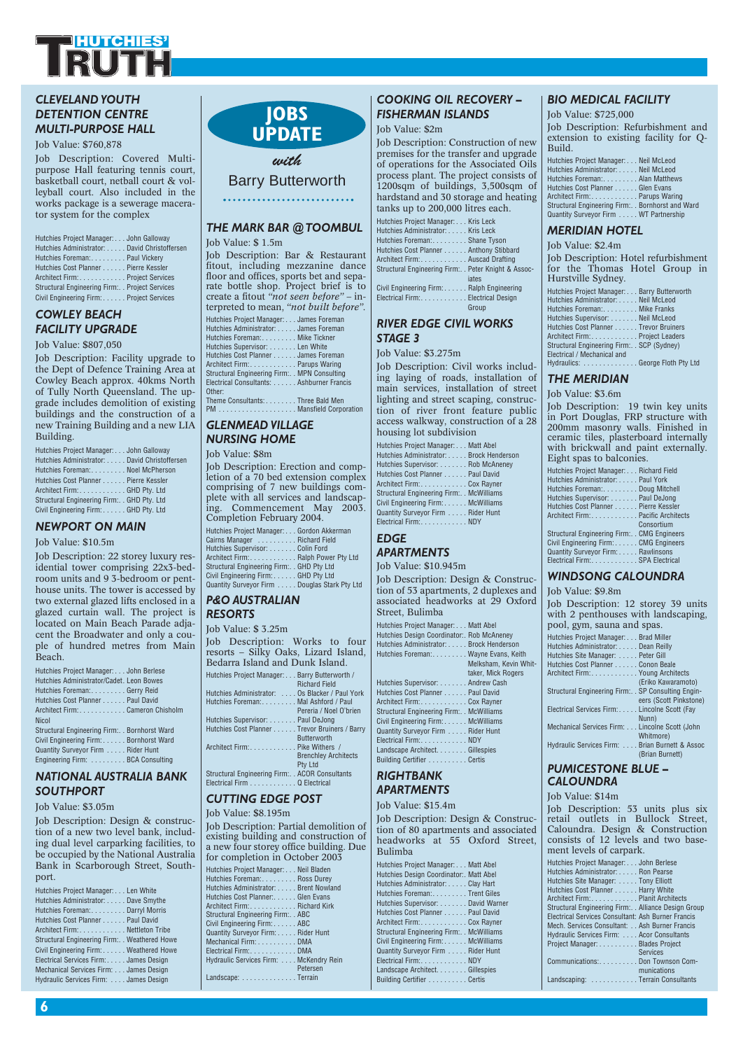# HUTCHIES' TRUTH

## JOBS UPDATE

*with*

Barry Butterworth

### CLEVELAND YOUTH DETENTION CENTRE MULTI-PURPOSE HALL

Job Value: $760,878

Job Description: Covered Multi-purpose Hall featuring tennis court, basketball court, netball court & volleyball court. Also included in the works package is a sewerage macerator system for the complex

Hutchies Project Manager: . . . John Galloway
Hutchies Administrator: . . . . . . David Christoffersen
Hutchies Foreman: . . . . . . . . . Paul Vickery
Hutchies Cost Planner . . . . . . Pierre Kessler
Architect Firm: . . . . . . . . . . . . Project Services
Structural Engineering Firm: . . Project Services
Civil Engineering Firm: . . . . . . Project Services

### COWLEY BEACH FACILITY UPGRADE

Job Value: $807,050

Job Description: Facility upgrade to the Dept of Defence Training Area at Cowley Beach approx. 40kms North of Tully North Queensland. The upgrade includes demolition of existing buildings and the construction of a new Training Building and a new LIA Building.

Hutchies Project Manager: . . . John Galloway
Hutchies Administrator: . . . . . . David Christoffersen
Hutchies Foreman: . . . . . . . . . Noel McPherson
Hutchies Cost Planner . . . . . . Pierre Kessler
Architect Firm: . . . . . . . . . . . . GHD Pty. Ltd
Structural Engineering Firm: . . GHD Pty. Ltd
Civil Engineering Firm: . . . . . . GHD Pty. Ltd

### NEWPORT ON MAIN

Job Value: $10.5m

Job Description: 22 storey luxury residential tower comprising 22x3-bedroom units and 9 3-bedroom or penthouse units. The tower is accessed by two external glazed lifts enclosed in a glazed curtain wall. The project is located on Main Beach Parade adjacent the Broadwater and only a couple of hundred metres from Main Beach.

Hutchies Project Manager: . . . John Berlese
Hutchies Administrator/Cadet. Leon Bowes
Hutchies Foreman: . . . . . . . . . Gerry Reid
Hutchies Cost Planner . . . . . . Paul David
Architect Firm: . . . . . . . . . . . . Cameron Chisholm Nicol
Structural Engineering Firm: . . Bornhorst Ward
Civil Engineering Firm: . . . . . . Bornhorst Ward
Quantity Surveyor Firm . . . . . Rider Hunt
Engineering Firm: . . . . . . . . . BCA Consulting

### NATIONAL AUSTRALIA BANK SOUTHPORT

Job Value: $3.05m

Job Description: Design & construction of a new two level bank, including dual level carparking facilities, to be occupied by the National Australia Bank in Scarborough Street, Southport.

Hutchies Project Manager: . . . Len White
Hutchies Administrator: . . . . . . Dave Smythe
Hutchies Foreman: . . . . . . . . . Darryl Morris
Hutchies Cost Planner . . . . . . Paul David
Architect Firm: . . . . . . . . . . . . Nettleton Tribe
Structural Engineering Firm: . . Weathered Howe
Civil Engineering Firm: . . . . . . Weathered Howe
Electrical Services Firm: . . . . . James Design
Mechanical Services Firm: . . . James Design
Hydraulic Services Firm: . . . . James Design

### THE MARK BAR @ TOOMBUL

Job Value: $ 1.5m

Job Description: Bar & Restaurant fitout, including mezzanine dance floor and offices, sports bet and separate bottle shop. Project brief is to create a fitout *"not seen before"* – interpreted to mean, *"not built before"*.

Hutchies Project Manager: . . . James Foreman
Hutchies Administrator: . . . . . . James Foreman
Hutchies Foreman: . . . . . . . . . Mike Tickner
Hutchies Supervisor: . . . . . . . Len White
Hutchies Cost Planner . . . . . . James Foreman
Architect Firm: . . . . . . . . . . . . Parups Waring
Structural Engineering Firm: . . MPN Consulting
Electrical Consultants: . . . . . . Ashburner Francis
Other:
Theme Consultants: . . . . . . . . Three Bald Men
PM . . . . . . . . . . . . . . . . . . . Mansfield Corporation

### GLENMEAD VILLAGE NURSING HOME

Job Value: $8m

Job Description: Erection and completion of a 70 bed extension complex comprising of 7 new buildings complete with all services and landscaping. Commencement May 2003. Completion February 2004.

Hutchies Project Manager: . . . Gordon Akkerman
Cairns Manager . . . . . . . . . . Richard Field
Hutchies Supervisor: . . . . . . . Colin Ford
Architect Firm: . . . . . . . . . . . . Ralph Power Pty Ltd
Structural Engineering Firm: . . GHD Pty Ltd
Civil Engineering Firm: . . . . . . GHD Pty Ltd
Quantity Surveyor Firm . . . . . Douglas Stark Pty Ltd

### P&O AUSTRALIAN RESORTS

Job Value: $ 3.25m

Job Description: Works to four resorts – Silky Oaks, Lizard Island, Bedarra Island and Dunk Island.

Hutchies Project Manager: . . . Barry Butterworth / Richard Field
Hutchies Administrator: . . . . Os Blacker / Paul York
Hutchies Foreman: . . . . . . . . . Mal Ashford / Paul Pereria / Noel O'brien
Hutchies Supervisor: . . . . . . . Paul DeJong
Hutchies Cost Planner . . . . . . Trevor Bruiners / Barry Butterworth
Architect Firm: . . . . . . . . . . . . Pike Withers / Brenchley Architects Pty Ltd
Structural Engineering Firm: . . ACOR Consultants
Electrical Firm . . . . . . . . . . . Q Electrical

### CUTTING EDGE POST

Job Value: $8.195m

Job Description: Partial demolition of existing building and construction of a new four storey office building. Due for completion in October 2003

Hutchies Project Manager: . . . Neil Bladen
Hutchies Foreman: . . . . . . . . . Ross Durey
Hutchies Administrator: . . . . . . Brent Nowland
Hutchies Cost Planner: . . . . . . Glen Evans
Architect Firm: . . . . . . . . . . . . Richard Kirk
Structural Engineering Firm: . . ABC
Civil Engineering Firm: . . . . . . ABC
Quantity Surveyor Firm: . . . . . Rider Hunt
Mechanical Firm: . . . . . . . . . . DMA
Electrical Firm: . . . . . . . . . . . . DMA
Hydraulic Services Firm: . . . . McKendry Rein Petersen
Landscape: . . . . . . . . . . . . . . Terrain

### COOKING OIL RECOVERY – FISHERMAN ISLANDS

Job Value: $2m

Job Description: Construction of new premises for the transfer and upgrade of operations for the Associated Oils process plant. The project consists of 1200sqm of buildings, 3,500sqm of hardstand and 30 storage and heating tanks up to 200,000 litres each.

Hutchies Project Manager: . . . Kris Leck
Hutchies Administrator: . . . . . . Kris Leck
Hutchies Foreman: . . . . . . . . . Shane Tyson
Hutchies Cost Planner . . . . . . Anthony Stibbard
Architect Firm: . . . . . . . . . . . . Auscad Drafting
Structural Engineering Firm: . . Peter Knight & Associates
Civil Engineering Firm: . . . . . . Ralph Engineering
Electrical Firm: . . . . . . . . . . . . Electrical Design Group

### RIVER EDGE CIVIL WORKS STAGE 3

Job Value: $3.275m

Job Description: Civil works including laying of roads, installation of main services, installation of street lighting and street scaping, construction of river front feature public access walkway, construction of a 28 housing lot subdivision

Hutchies Project Manager: . . . Matt Abel
Hutchies Administrator: . . . . . . Brock Henderson
Hutchies Supervisor: . . . . . . . Rob McAneney
Hutchies Cost Planner . . . . . . Paul David
Architect Firm: . . . . . . . . . . . . Cox Rayner
Structural Engineering Firm: . . McWilliams
Civil Engineering Firm: . . . . . . McWilliams
Quantity Surveyor Firm . . . . . Rider Hunt
Electrical Firm: . . . . . . . . . . . . NDY

### EDGE APARTMENTS

Job Value: $10.945m

Job Description: Design & Construction of 53 apartments, 2 duplexes and associated headworks at 29 Oxford Street, Bulimba

Hutchies Project Manager: . . . Matt Abel
Hutchies Design Coordinator: . Rob McAneney
Hutchies Administrator: . . . . . . Brock Henderson
Hutchies Foreman: . . . . . . . . . Wayne Evans, Keith Melksham, Kevin Whittaker, Mick Rogers
Hutchies Supervisor: . . . . . . . Andrew Cash
Hutchies Cost Planner . . . . . . Paul David
Architect Firm: . . . . . . . . . . . . Cox Rayner
Structural Engineering Firm: . . McWilliams
Civil Engineering Firm: . . . . . . McWilliams
Quantity Surveyor Firm . . . . . Rider Hunt
Electrical Firm: . . . . . . . . . . . . NDY
Landscape Architect. . . . . . . . Gillespies
Building Certifier . . . . . . . . . . Certis

### RIGHTBANK APARTMENTS

Job Value: $15.4m

Job Description: Design & Construction of 80 apartments and associated headworks at 55 Oxford Street, Bulimba

Hutchies Project Manager: . . . Matt Abel
Hutchies Design Coordinator: . Matt Abel
Hutchies Administrator: . . . . . . Clay Hart
Hutchies Foreman: . . . . . . . . . Trent Giles
Hutchies Supervisor: . . . . . . . David Warner
Hutchies Cost Planner . . . . . . Paul David
Architect Firm: . . . . . . . . . . . . Cox Rayner
Structural Engineering Firm: . . McWilliams
Civil Engineering Firm: . . . . . . McWilliams
Quantity Surveyor Firm . . . . . Rider Hunt
Electrical Firm: . . . . . . . . . . . . NDY
Landscape Architect. . . . . . . . Gillespies
Building Certifier . . . . . . . . . . Certis

### BIO MEDICAL FACILITY

Job Value: $725,000

Job Description: Refurbishment and extension to existing facility for Q-Build.

Hutchies Project Manager: . . . Neil McLeod
Hutchies Administrator: . . . . . . Neil McLeod
Hutchies Foreman: . . . . . . . . . Alan Matthews
Hutchies Cost Planner . . . . . . Glen Evans
Architect Firm: . . . . . . . . . . . . Parups Waring
Structural Engineering Firm: . . Bornhorst and Ward
Quantity Surveyor Firm . . . . . WT Partnership

### MERIDIAN HOTEL

Job Value: $2.4m

Job Description: Hotel refurbishment for the Thomas Hotel Group in Hurstville Sydney.

Hutchies Project Manager: . . . Barry Butterworth
Hutchies Administrator: . . . . . . Neil McLeod
Hutchies Foreman: . . . . . . . . . Mike Franks
Hutchies Supervisor: . . . . . . . Neil McLeod
Hutchies Cost Planner . . . . . . Trevor Bruiners
Architect Firm: . . . . . . . . . . . . Project Leaders
Structural Engineering Firm: . . SCP (Sydney)
Electrical / Mechanical and Hydraulics: . . . . . . . . . . . . . . George Floth Pty Ltd

### THE MERIDIAN

Job Value: $3.6m

Job Description: 19 twin key units in Port Douglas, FRP structure with 200mm masonry walls. Finished in ceramic tiles, plasterboard internally with brickwall and paint externally. Eight spas to balconies.

Hutchies Project Manager: . . . Richard Field
Hutchies Administrator: . . . . . . Paul York
Hutchies Foreman: . . . . . . . . . Doug Mitchell
Hutchies Supervisor: . . . . . . . Paul DeJong
Hutchies Cost Planner . . . . . . Pierre Kessler
Architect Firm: . . . . . . . . . . . . Pacific Architects Consortium
Structural Engineering Firm: . . CMG Engineers
Civil Engineering Firm: . . . . . . CMG Engineers
Quantity Surveyor Firm: . . . . . Rawlinsons
Electrical Firm: . . . . . . . . . . . . SPA Electrical

### WINDSONG CALOUNDRA

Job Value: $9.8m

Job Description: 12 storey 39 units with 2 penthouses with landscaping, pool, gym, sauna and spas.

Hutchies Project Manager: . . . Brad Miller
Hutchies Administrator: . . . . . . Dean Reilly
Hutchies Site Manager: . . . . . Peter Gill
Hutchies Cost Planner . . . . . . Conon Beale
Architect Firm: . . . . . . . . . . . . Young Architects (Eriko Kawaramoto)
Structural Engineering Firm: . . SP Consulting Engineers (Scott Pinkstone)
Electrical Services Firm: . . . . . Lincolne Scott (Fay Nunn)
Mechanical Services Firm: . . . Lincolne Scott (John Whitmore)
Hydraulic Services Firm: . . . . Brian Burnett & Assoc (Brian Burnett)

### PUMICESTONE BLUE – CALOUNDRA

Job Value: $14m

Job Description: 53 units plus six retail outlets in Bullock Street, Caloundra. Design & Construction consists of 12 levels and two basement levels of carpark.

Hutchies Project Manager: . . . John Berlese
Hutchies Administrator: . . . . . . Ron Pearse
Hutchies Site Manager: . . . . . Tony Elliott
Hutchies Cost Planner . . . . . . Harry White
Architect Firm: . . . . . . . . . . . . Planit Architects
Structural Engineering Firm: . . Alliance Design Group
Electrical Services Consultant: Ash Burner Francis
Mech. Services Consultant: . . . Ash Burner Francis
Hydraulic Services Firm: . . . . Acor Consultants
Project Manager: . . . . . . . . . . Blades Project Services
Communications: . . . . . . . . . . Don Townson Communications
Landscaping: . . . . . . . . . . . . Terrain Consultants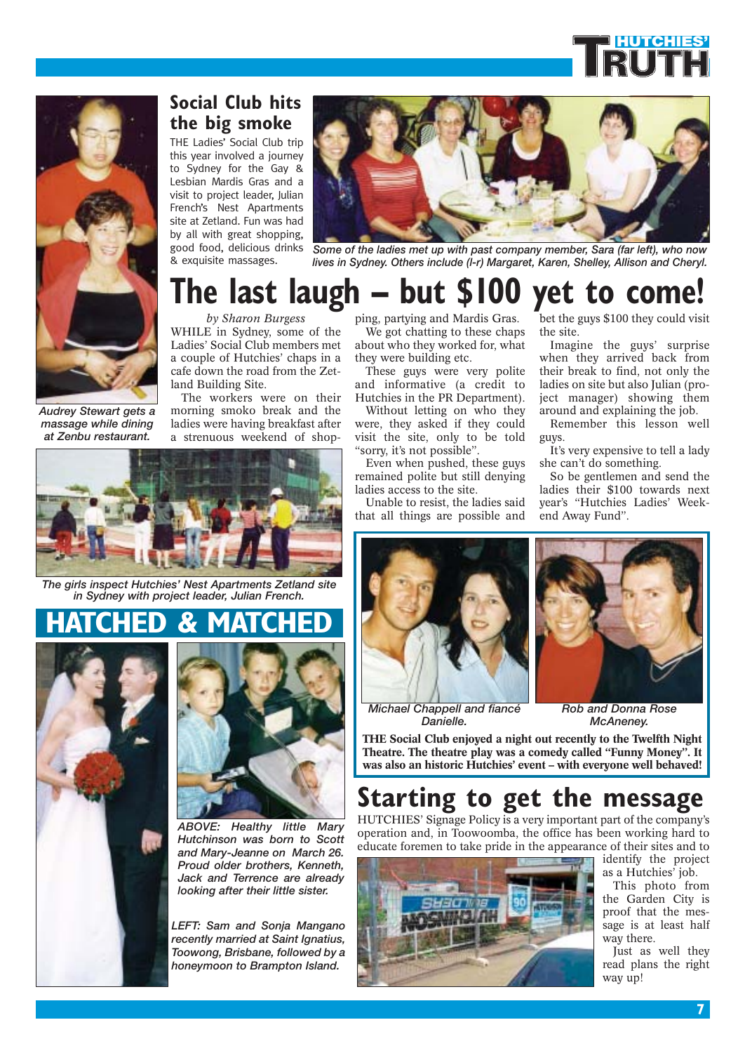## Social Club hits the big smoke

THE Ladies' Social Club trip this year involved a journey to Sydney for the Gay & Lesbian Mardis Gras and a visit to project leader, Julian French's Nest Apartments site at Zetland. Fun was had by all with great shopping, good food, delicious drinks & exquisite massages.

*Some of the ladies met up with past company member, Sara (far left), who now lives in Sydney. Others include (l-r) Margaret, Karen, Shelley, Allison and Cheryl.*

*Audrey Stewart gets a massage while dining at Zenbu restaurant.*

# The last laugh – but $100 yet to come!

*by Sharon Burgess*

WHILE in Sydney, some of the Ladies' Social Club members met a couple of Hutchies' chaps in a cafe down the road from the Zetland Building Site.

The workers were on their morning smoko break and the ladies were having breakfast after a strenuous weekend of shopping, partying and Mardis Gras.

We got chatting to these chaps about who they worked for, what they were building etc.

These guys were very polite and informative (a credit to Hutchies in the PR Department).

Without letting on who they were, they asked if they could visit the site, only to be told "sorry, it's not possible".

Even when pushed, these guys remained polite but still denying ladies access to the site.

Unable to resist, the ladies said that all things are possible and bet the guys $100 they could visit the site.

Imagine the guys' surprise when they arrived back from their break to find, not only the ladies on site but also Julian (project manager) showing them around and explaining the job.

Remember this lesson well guys.

It's very expensive to tell a lady she can't do something.

So be gentlemen and send the ladies their $100 towards next year's "Hutchies Ladies' Weekend Away Fund".

*The girls inspect Hutchies' Nest Apartments Zetland site in Sydney with project leader, Julian French.*

## HATCHED & MATCHED

*ABOVE: Healthy little Mary Hutchinson was born to Scott and Mary-Jeanne on March 26. Proud older brothers, Kenneth, Jack and Terrence are already looking after their little sister.*

*LEFT: Sam and Sonja Mangano recently married at Saint Ignatius, Toowong, Brisbane, followed by a honeymoon to Brampton Island.*

*Michael Chappell and fiancé Danielle.*

*Rob and Donna Rose McAneney.*

**THE Social Club enjoyed a night out recently to the Twelfth Night Theatre. The theatre play was a comedy called "Funny Money". It was also an historic Hutchies' event – with everyone well behaved!**

## Starting to get the message

HUTCHIES' Signage Policy is a very important part of the company's operation and, in Toowoomba, the office has been working hard to educate foremen to take pride in the appearance of their sites and to identify the project as a Hutchies' job.

This photo from the Garden City is proof that the message is at least half way there.

Just as well they read plans the right way up!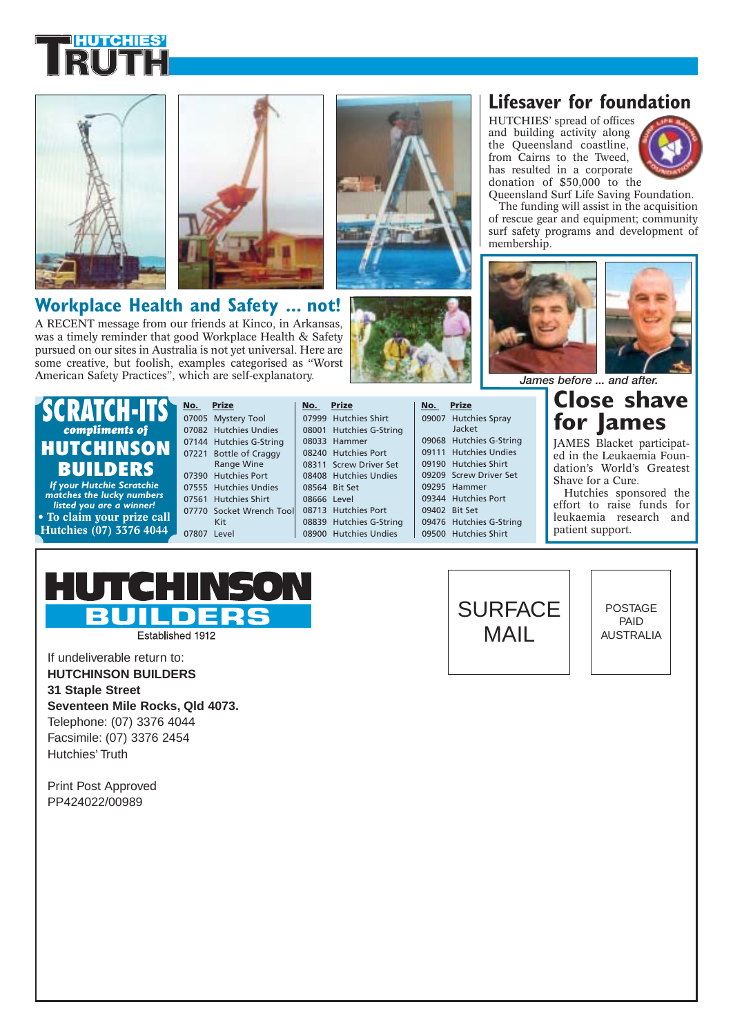# HUTCHIES' TRUTH

## Workplace Health and Safety ... not!

A RECENT message from our friends at Kinco, in Arkansas, was a timely reminder that good Workplace Health & Safety pursued on our sites in Australia is not yet universal. Here are some creative, but foolish, examples categorised as "Worst American Safety Practices", which are self-explanatory.

## Lifesaver for foundation

HUTCHIES' spread of offices and building activity along the Queensland coastline, from Cairns to the Tweed, has resulted in a corporate donation of $50,000 to the Queensland Surf Life Saving Foundation.

The funding will assist in the acquisition of rescue gear and equipment; community surf safety programs and development of membership.

James before ... and after.

## Close shave for James

JAMES Blacket participated in the Leukaemia Foundation's World's Greatest Shave for a Cure.

Hutchies sponsored the effort to raise funds for leukaemia research and patient support.

## SCRATCH-ITS

*compliments of*

**HUTCHINSON BUILDERS**

*If your Hutchie Scratchie matches the lucky numbers listed you are a winner!*

**• To claim your prize call Hutchies (07) 3376 4044**

| No. | Prize | No. | Prize | No. | Prize |
|---|---|---|---|---|---|
| 07005 | Mystery Tool | 07999 | Hutchies Shirt | 09007 | Hutchies Spray Jacket |
| 07082 | Hutchies Undies | 08001 | Hutchies G-String | 09068 | Hutchies G-String |
| 07144 | Hutchies G-String | 08033 | Hammer | 09111 | Hutchies Undies |
| 07221 | Bottle of Craggy Range Wine | 08240 | Hutchies Port | 09190 | Hutchies Shirt |
| 07390 | Hutchies Port | 08311 | Screw Driver Set | 09209 | Screw Driver Set |
| 07555 | Hutchies Undies | 08408 | Hutchies Undies | 09295 | Hammer |
| 07561 | Hutchies Shirt | 08564 | Bit Set | 09344 | Hutchies Port |
| 07770 | Socket Wrench Tool Kit | 08666 | Level | 09402 | Bit Set |
| 07807 | Level | 08713 | Hutchies Port | 09476 | Hutchies G-String |
| | | 08839 | Hutchies G-String | 09500 | Hutchies Shirt |
| | | 08900 | Hutchies Undies | | |

**HUTCHINSON BUILDERS**

Established 1912

If undeliverable return to:
**HUTCHINSON BUILDERS**
**31 Staple Street**
**Seventeen Mile Rocks, Qld 4073.**
Telephone: (07) 3376 4044
Facsimile: (07) 3376 2454
Hutchies' Truth

Print Post Approved
PP424022/00989

SURFACE MAIL

POSTAGE PAID AUSTRALIA